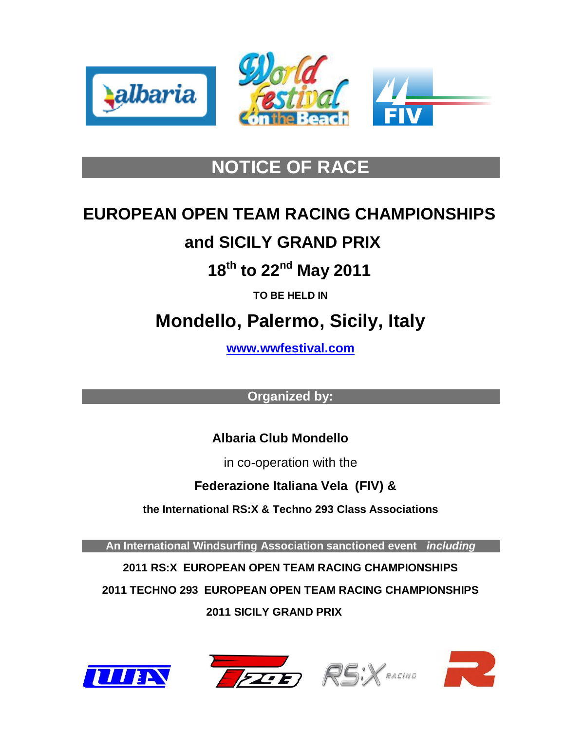# NOTICE OF RACE

## EUROPEAN OPEN TEAM RACING CHAMPIONSHIPS

## and SICILY GRAND PRIX

## 18th to 22nd May 2011

**TO BE HELD IN**

## Mondello, Palermo, Sicily, Italy

**www.wwfestival.com**

**Organized by:**

**Albaria Club Mondello**

in co-operation with the

**Federazione Italiana Vela (FIV) &**

**the International RS:X & Techno 293 Class Associations**

**An International Windsurfing Association sanctioned event *including***

**2011 RS:X EUROPEAN OPEN TEAM RACING CHAMPIONSHIPS**

**2011 TECHNO 293 EUROPEAN OPEN TEAM RACING CHAMPIONSHIPS**

**2011 SICILY GRAND PRIX**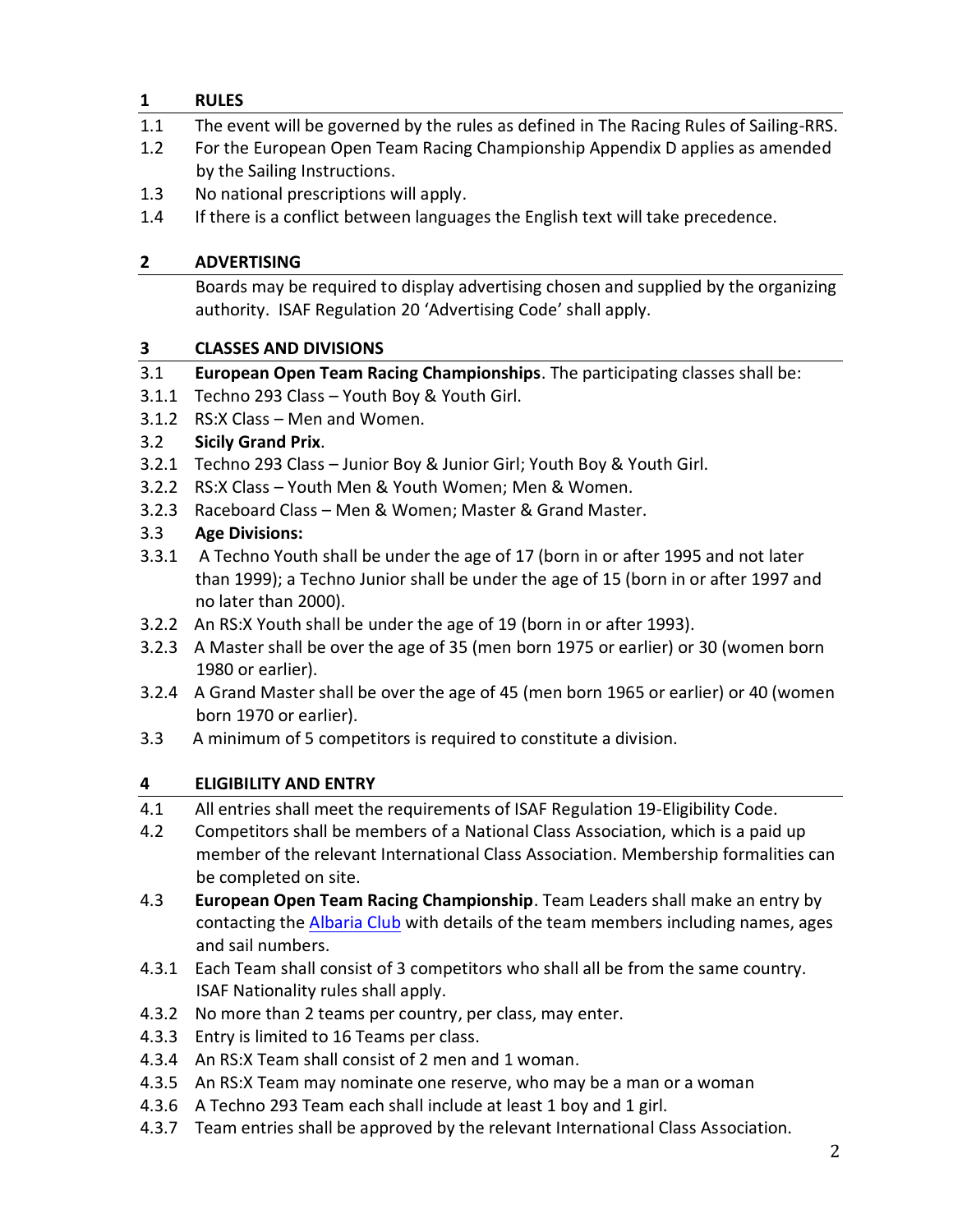## 1 RULES

1.1 The event will be governed by the rules as defined in The Racing Rules of Sailing-RRS.

1.2 For the European Open Team Racing Championship Appendix D applies as amended by the Sailing Instructions.

1.3 No national prescriptions will apply.

1.4 If there is a conflict between languages the English text will take precedence.

## 2 ADVERTISING

Boards may be required to display advertising chosen and supplied by the organizing authority. ISAF Regulation 20 'Advertising Code' shall apply.

## 3 CLASSES AND DIVISIONS

3.1 **European Open Team Racing Championships**. The participating classes shall be:

3.1.1 Techno 293 Class – Youth Boy & Youth Girl.

3.1.2 RS:X Class – Men and Women.

3.2 **Sicily Grand Prix**.

3.2.1 Techno 293 Class – Junior Boy & Junior Girl; Youth Boy & Youth Girl.

3.2.2 RS:X Class – Youth Men & Youth Women; Men & Women.

3.2.3 Raceboard Class – Men & Women; Master & Grand Master.

3.3 **Age Divisions:**

3.3.1 A Techno Youth shall be under the age of 17 (born in or after 1995 and not later than 1999); a Techno Junior shall be under the age of 15 (born in or after 1997 and no later than 2000).

3.2.2 An RS:X Youth shall be under the age of 19 (born in or after 1993).

3.2.3 A Master shall be over the age of 35 (men born 1975 or earlier) or 30 (women born 1980 or earlier).

3.2.4 A Grand Master shall be over the age of 45 (men born 1965 or earlier) or 40 (women born 1970 or earlier).

3.3 A minimum of 5 competitors is required to constitute a division.

## 4 ELIGIBILITY AND ENTRY

4.1 All entries shall meet the requirements of ISAF Regulation 19-Eligibility Code.

4.2 Competitors shall be members of a National Class Association, which is a paid up member of the relevant International Class Association. Membership formalities can be completed on site.

4.3 **European Open Team Racing Championship**. Team Leaders shall make an entry by contacting the Albaria Club with details of the team members including names, ages and sail numbers.

4.3.1 Each Team shall consist of 3 competitors who shall all be from the same country. ISAF Nationality rules shall apply.

4.3.2 No more than 2 teams per country, per class, may enter.

4.3.3 Entry is limited to 16 Teams per class.

4.3.4 An RS:X Team shall consist of 2 men and 1 woman.

4.3.5 An RS:X Team may nominate one reserve, who may be a man or a woman

4.3.6 A Techno 293 Team each shall include at least 1 boy and 1 girl.

4.3.7 Team entries shall be approved by the relevant International Class Association.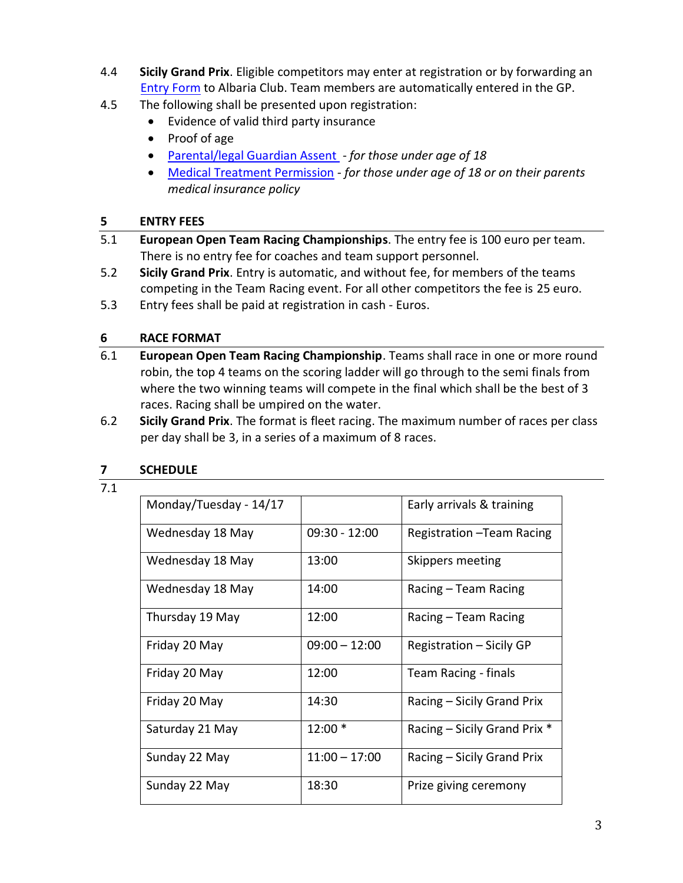4.4 **Sicily Grand Prix**. Eligible competitors may enter at registration or by forwarding an Entry Form to Albaria Club. Team members are automatically entered in the GP.

4.5 The following shall be presented upon registration:

- Evidence of valid third party insurance
- Proof of age
- Parental/legal Guardian Assent - *for those under age of 18*
- Medical Treatment Permission - *for those under age of 18 or on their parents medical insurance policy*

## 5 ENTRY FEES

5.1 **European Open Team Racing Championships**. The entry fee is 100 euro per team. There is no entry fee for coaches and team support personnel.

5.2 **Sicily Grand Prix**. Entry is automatic, and without fee, for members of the teams competing in the Team Racing event. For all other competitors the fee is 25 euro.

5.3 Entry fees shall be paid at registration in cash - Euros.

## 6 RACE FORMAT

6.1 **European Open Team Racing Championship**. Teams shall race in one or more round robin, the top 4 teams on the scoring ladder will go through to the semi finals from where the two winning teams will compete in the final which shall be the best of 3 races. Racing shall be umpired on the water.

6.2 **Sicily Grand Prix**. The format is fleet racing. The maximum number of races per class per day shall be 3, in a series of a maximum of 8 races.

## 7 SCHEDULE

7.1

| | | |
|---|---|---|
| Monday/Tuesday - 14/17 | | Early arrivals & training |
| Wednesday 18 May | 09:30 - 12:00 | Registration –Team Racing |
| Wednesday 18 May | 13:00 | Skippers meeting |
| Wednesday 18 May | 14:00 | Racing – Team Racing |
| Thursday 19 May | 12:00 | Racing – Team Racing |
| Friday 20 May | 09:00 – 12:00 | Registration – Sicily GP |
| Friday 20 May | 12:00 | Team Racing - finals |
| Friday 20 May | 14:30 | Racing – Sicily Grand Prix |
| Saturday 21 May | 12:00 * | Racing – Sicily Grand Prix * |
| Sunday 22 May | 11:00 – 17:00 | Racing – Sicily Grand Prix |
| Sunday 22 May | 18:30 | Prize giving ceremony |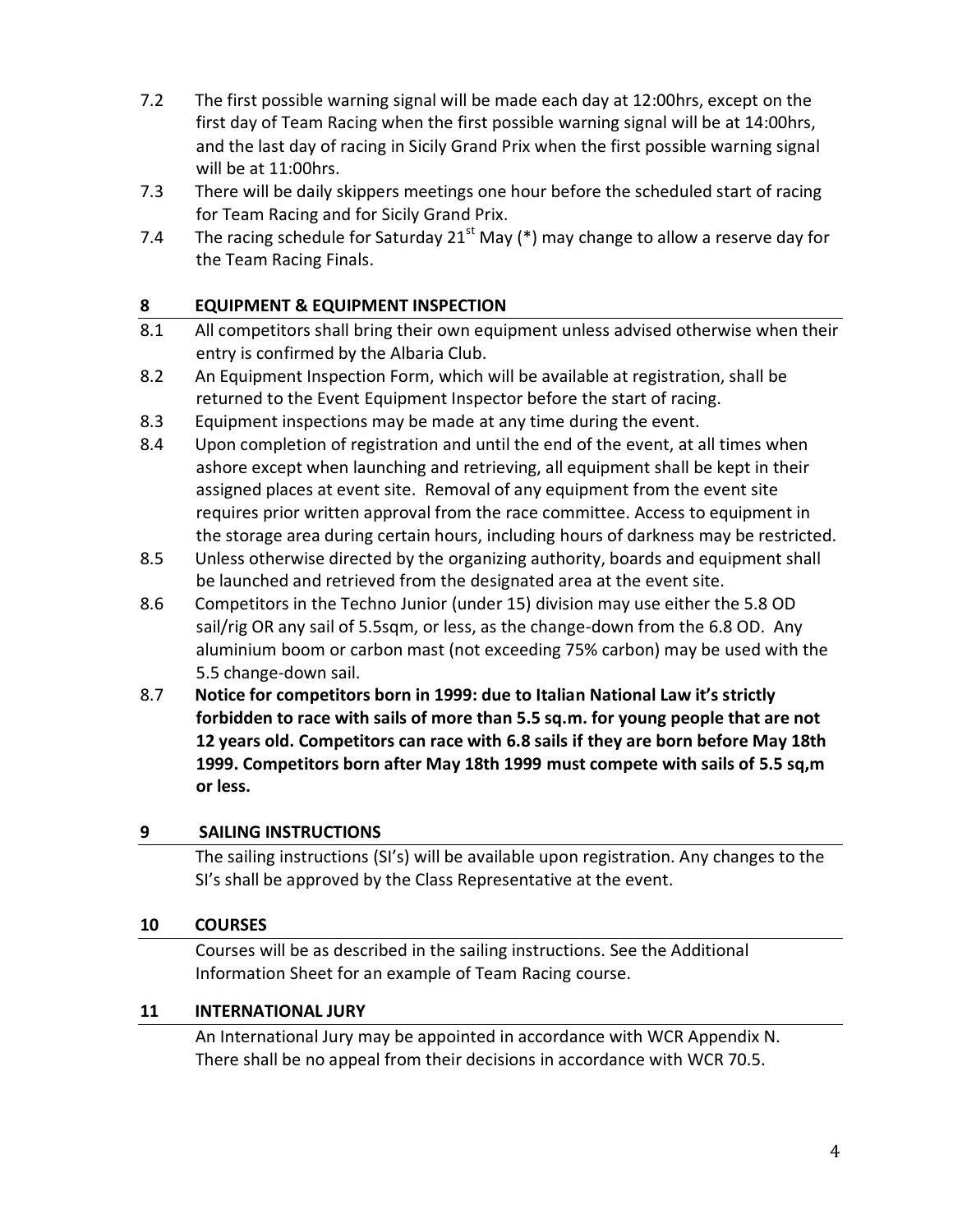7.2 The first possible warning signal will be made each day at 12:00hrs, except on the first day of Team Racing when the first possible warning signal will be at 14:00hrs, and the last day of racing in Sicily Grand Prix when the first possible warning signal will be at 11:00hrs.

7.3 There will be daily skippers meetings one hour before the scheduled start of racing for Team Racing and for Sicily Grand Prix.

7.4 The racing schedule for Saturday 21st May (*) may change to allow a reserve day for the Team Racing Finals.

## 8 EQUIPMENT & EQUIPMENT INSPECTION

8.1 All competitors shall bring their own equipment unless advised otherwise when their entry is confirmed by the Albaria Club.

8.2 An Equipment Inspection Form, which will be available at registration, shall be returned to the Event Equipment Inspector before the start of racing.

8.3 Equipment inspections may be made at any time during the event.

8.4 Upon completion of registration and until the end of the event, at all times when ashore except when launching and retrieving, all equipment shall be kept in their assigned places at event site. Removal of any equipment from the event site requires prior written approval from the race committee. Access to equipment in the storage area during certain hours, including hours of darkness may be restricted.

8.5 Unless otherwise directed by the organizing authority, boards and equipment shall be launched and retrieved from the designated area at the event site.

8.6 Competitors in the Techno Junior (under 15) division may use either the 5.8 OD sail/rig OR any sail of 5.5sqm, or less, as the change-down from the 6.8 OD. Any aluminium boom or carbon mast (not exceeding 75% carbon) may be used with the 5.5 change-down sail.

8.7 **Notice for competitors born in 1999: due to Italian National Law it's strictly forbidden to race with sails of more than 5.5 sq.m. for young people that are not 12 years old. Competitors can race with 6.8 sails if they are born before May 18th 1999. Competitors born after May 18th 1999 must compete with sails of 5.5 sq,m or less.**

## 9 SAILING INSTRUCTIONS

The sailing instructions (SI's) will be available upon registration. Any changes to the SI's shall be approved by the Class Representative at the event.

## 10 COURSES

Courses will be as described in the sailing instructions. See the Additional Information Sheet for an example of Team Racing course.

## 11 INTERNATIONAL JURY

An International Jury may be appointed in accordance with WCR Appendix N. There shall be no appeal from their decisions in accordance with WCR 70.5.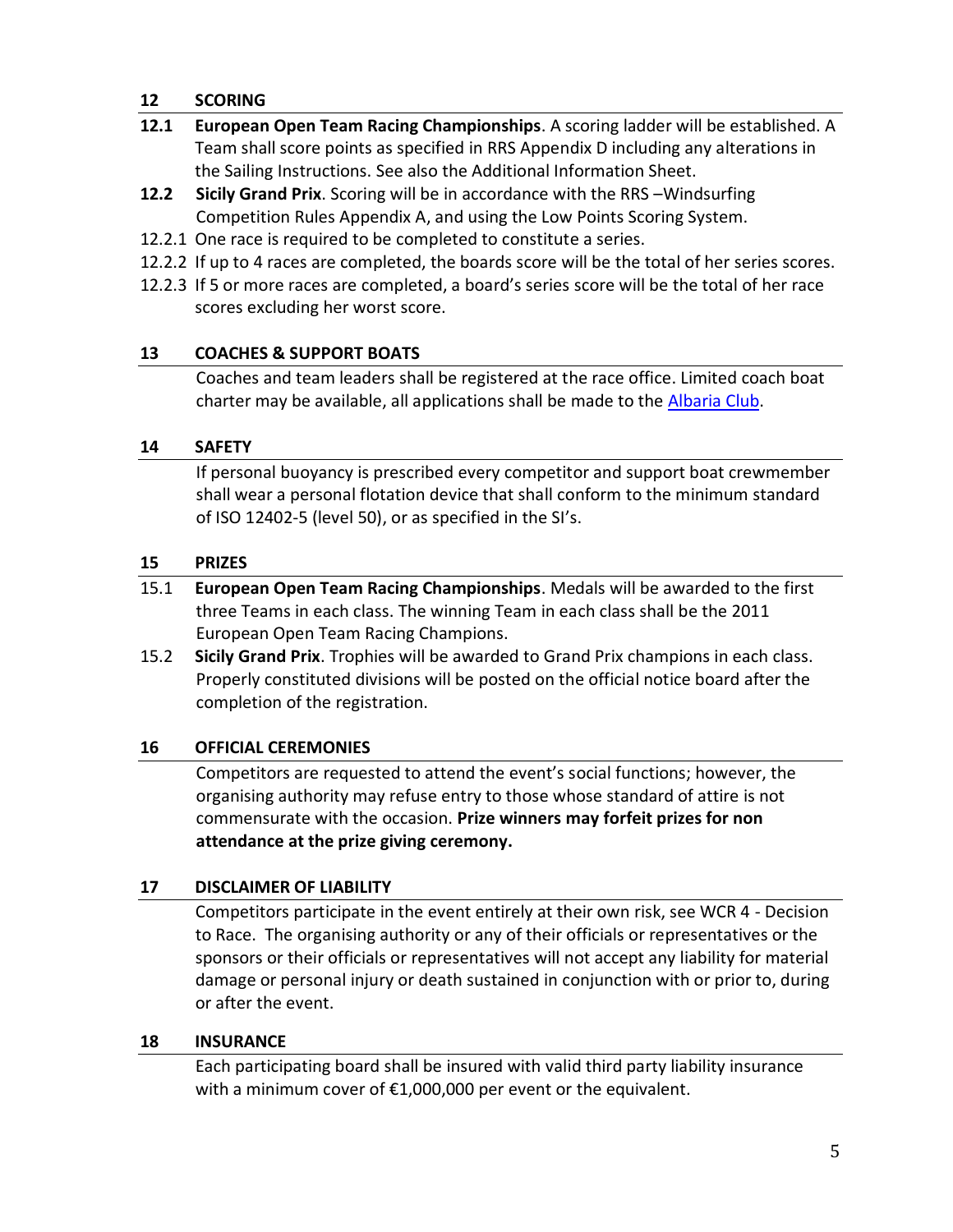## 12 SCORING

**12.1 European Open Team Racing Championships**. A scoring ladder will be established. A Team shall score points as specified in RRS Appendix D including any alterations in the Sailing Instructions. See also the Additional Information Sheet.

**12.2 Sicily Grand Prix**. Scoring will be in accordance with the RRS –Windsurfing Competition Rules Appendix A, and using the Low Points Scoring System.

12.2.1 One race is required to be completed to constitute a series.

12.2.2 If up to 4 races are completed, the boards score will be the total of her series scores.

12.2.3 If 5 or more races are completed, a board's series score will be the total of her race scores excluding her worst score.

## 13 COACHES & SUPPORT BOATS

Coaches and team leaders shall be registered at the race office. Limited coach boat charter may be available, all applications shall be made to the Albaria Club.

## 14 SAFETY

If personal buoyancy is prescribed every competitor and support boat crewmember shall wear a personal flotation device that shall conform to the minimum standard of ISO 12402-5 (level 50), or as specified in the SI's.

## 15 PRIZES

15.1 **European Open Team Racing Championships**. Medals will be awarded to the first three Teams in each class. The winning Team in each class shall be the 2011 European Open Team Racing Champions.

15.2 **Sicily Grand Prix**. Trophies will be awarded to Grand Prix champions in each class. Properly constituted divisions will be posted on the official notice board after the completion of the registration.

## 16 OFFICIAL CEREMONIES

Competitors are requested to attend the event's social functions; however, the organising authority may refuse entry to those whose standard of attire is not commensurate with the occasion. **Prize winners may forfeit prizes for non attendance at the prize giving ceremony.**

## 17 DISCLAIMER OF LIABILITY

Competitors participate in the event entirely at their own risk, see WCR 4 - Decision to Race. The organising authority or any of their officials or representatives or the sponsors or their officials or representatives will not accept any liability for material damage or personal injury or death sustained in conjunction with or prior to, during or after the event.

## 18 INSURANCE

Each participating board shall be insured with valid third party liability insurance with a minimum cover of €1,000,000 per event or the equivalent.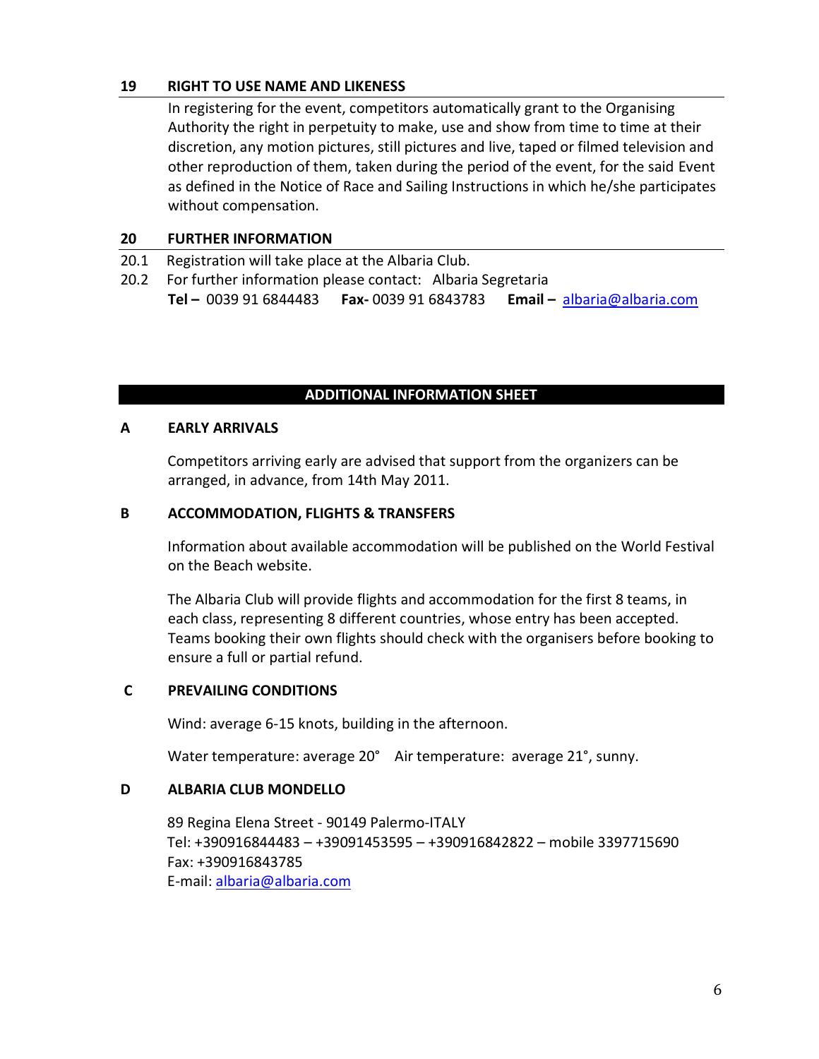## 19 RIGHT TO USE NAME AND LIKENESS

In registering for the event, competitors automatically grant to the Organising Authority the right in perpetuity to make, use and show from time to time at their discretion, any motion pictures, still pictures and live, taped or filmed television and other reproduction of them, taken during the period of the event, for the said Event as defined in the Notice of Race and Sailing Instructions in which he/she participates without compensation.

## 20 FURTHER INFORMATION

20.1 Registration will take place at the Albaria Club.

20.2 For further information please contact: Albaria Segretaria
**Tel –** 0039 91 6844483 **Fax-** 0039 91 6843783 **Email –** albaria@albaria.com

## ADDITIONAL INFORMATION SHEET

### A EARLY ARRIVALS

Competitors arriving early are advised that support from the organizers can be arranged, in advance, from 14th May 2011.

### B ACCOMMODATION, FLIGHTS & TRANSFERS

Information about available accommodation will be published on the World Festival on the Beach website.

The Albaria Club will provide flights and accommodation for the first 8 teams, in each class, representing 8 different countries, whose entry has been accepted. Teams booking their own flights should check with the organisers before booking to ensure a full or partial refund.

### C PREVAILING CONDITIONS

Wind: average 6-15 knots, building in the afternoon.

Water temperature: average 20° Air temperature: average 21°, sunny.

### D ALBARIA CLUB MONDELLO

89 Regina Elena Street - 90149 Palermo-ITALY
Tel: +390916844483 – +39091453595 – +390916842822 – mobile 3397715690
Fax: +390916843785
E-mail: albaria@albaria.com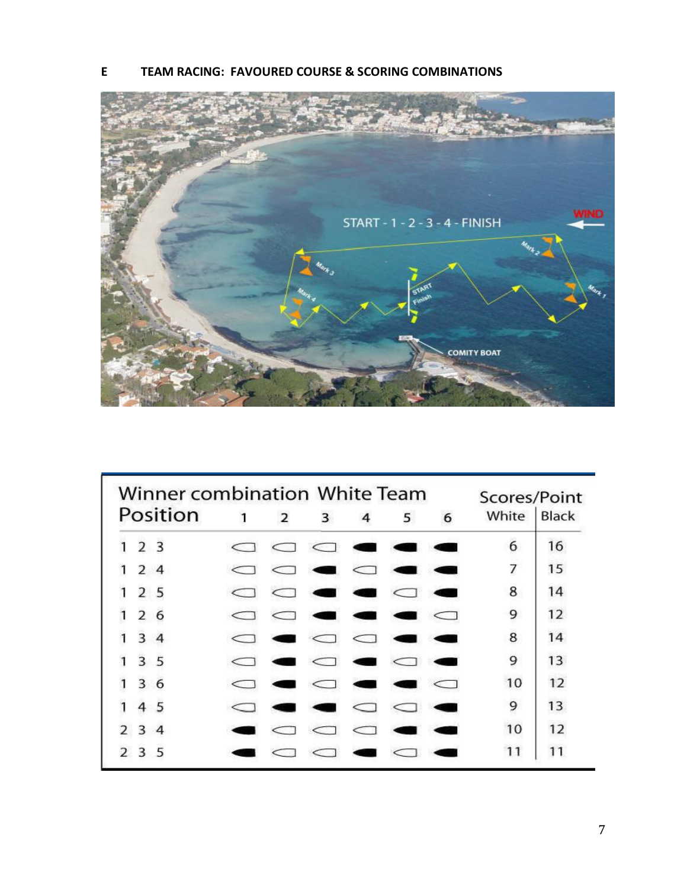## E TEAM RACING: FAVOURED COURSE & SCORING COMBINATIONS

START - 1 - 2 - 3 - 4 - FINISH

WIND

Mark 1

Mark 2

Mark 3

Mark 4

START Finish

COMITY BOAT

| Winner combination White Team Position | 1 | 2 | 3 | 4 | 5 | 6 | Scores/Point White | Black |
|---|---|---|---|---|---|---|---|---|
| 1 2 3 | White | White | White | Black | Black | Black | 6 | 16 |
| 1 2 4 | White | White | Black | White | Black | Black | 7 | 15 |
| 1 2 5 | White | White | Black | Black | White | Black | 8 | 14 |
| 1 2 6 | White | White | Black | Black | Black | White | 9 | 12 |
| 1 3 4 | White | Black | White | White | Black | Black | 8 | 14 |
| 1 3 5 | White | Black | White | Black | White | Black | 9 | 13 |
| 1 3 6 | White | Black | White | Black | Black | White | 10 | 12 |
| 1 4 5 | White | Black | Black | White | White | Black | 9 | 13 |
| 2 3 4 | Black | White | White | White | Black | Black | 10 | 12 |
| 2 3 5 | Black | White | White | Black | White | Black | 11 | 11 |